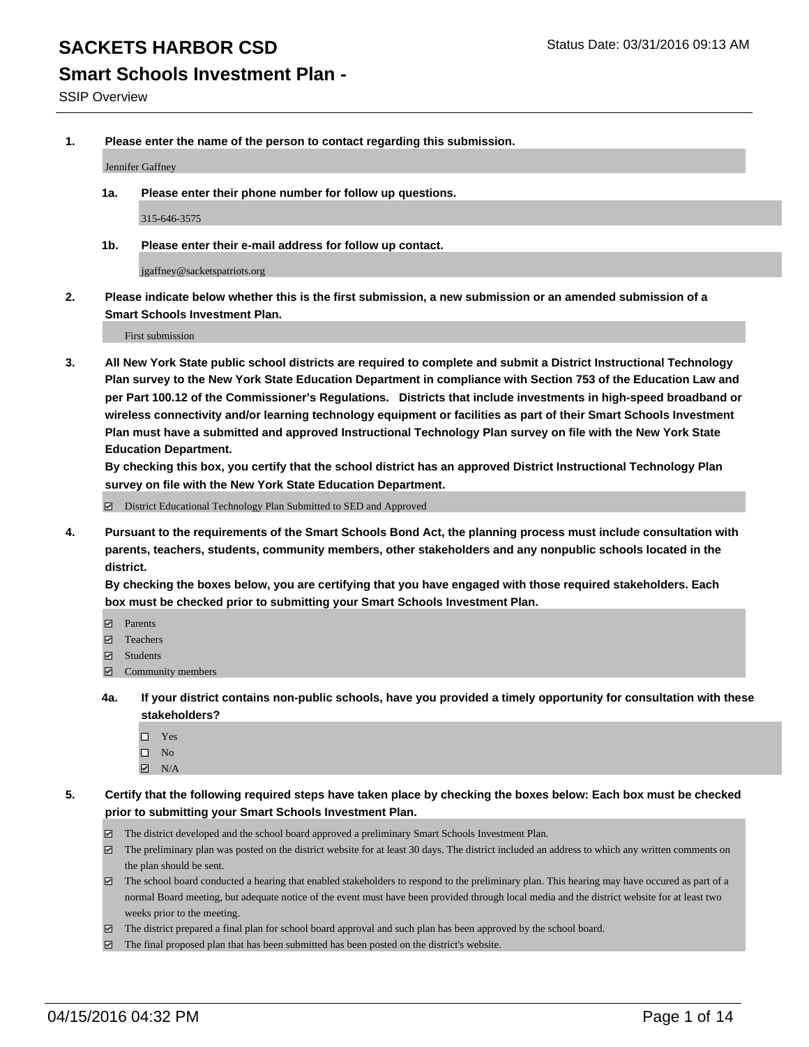# SACKETS HARBOR CSD

Status Date: 03/31/2016 09:13 AM

## Smart Schools Investment Plan -

SSIP Overview

1. **Please enter the name of the person to contact regarding this submission.**

   Jennifer Gaffney

   1a. **Please enter their phone number for follow up questions.**

   315-646-3575

   1b. **Please enter their e-mail address for follow up contact.**

   jgaffney@sacketspatriots.org

2. **Please indicate below whether this is the first submission, a new submission or an amended submission of a Smart Schools Investment Plan.**

   First submission

3. **All New York State public school districts are required to complete and submit a District Instructional Technology Plan survey to the New York State Education Department in compliance with Section 753 of the Education Law and per Part 100.12 of the Commissioner's Regulations. Districts that include investments in high-speed broadband or wireless connectivity and/or learning technology equipment or facilities as part of their Smart Schools Investment Plan must have a submitted and approved Instructional Technology Plan survey on file with the New York State Education Department.**
   **By checking this box, you certify that the school district has an approved District Instructional Technology Plan survey on file with the New York State Education Department.**

   ☑ District Educational Technology Plan Submitted to SED and Approved

4. **Pursuant to the requirements of the Smart Schools Bond Act, the planning process must include consultation with parents, teachers, students, community members, other stakeholders and any nonpublic schools located in the district.**
   **By checking the boxes below, you are certifying that you have engaged with those required stakeholders. Each box must be checked prior to submitting your Smart Schools Investment Plan.**

   ☑ Parents
   ☑ Teachers
   ☑ Students
   ☑ Community members

   4a. **If your district contains non-public schools, have you provided a timely opportunity for consultation with these stakeholders?**

   ☐ Yes
   ☐ No
   ☑ N/A

5. **Certify that the following required steps have taken place by checking the boxes below: Each box must be checked prior to submitting your Smart Schools Investment Plan.**

   ☑ The district developed and the school board approved a preliminary Smart Schools Investment Plan.
   ☑ The preliminary plan was posted on the district website for at least 30 days. The district included an address to which any written comments on the plan should be sent.
   ☑ The school board conducted a hearing that enabled stakeholders to respond to the preliminary plan. This hearing may have occured as part of a normal Board meeting, but adequate notice of the event must have been provided through local media and the district website for at least two weeks prior to the meeting.
   ☑ The district prepared a final plan for school board approval and such plan has been approved by the school board.
   ☑ The final proposed plan that has been submitted has been posted on the district's website.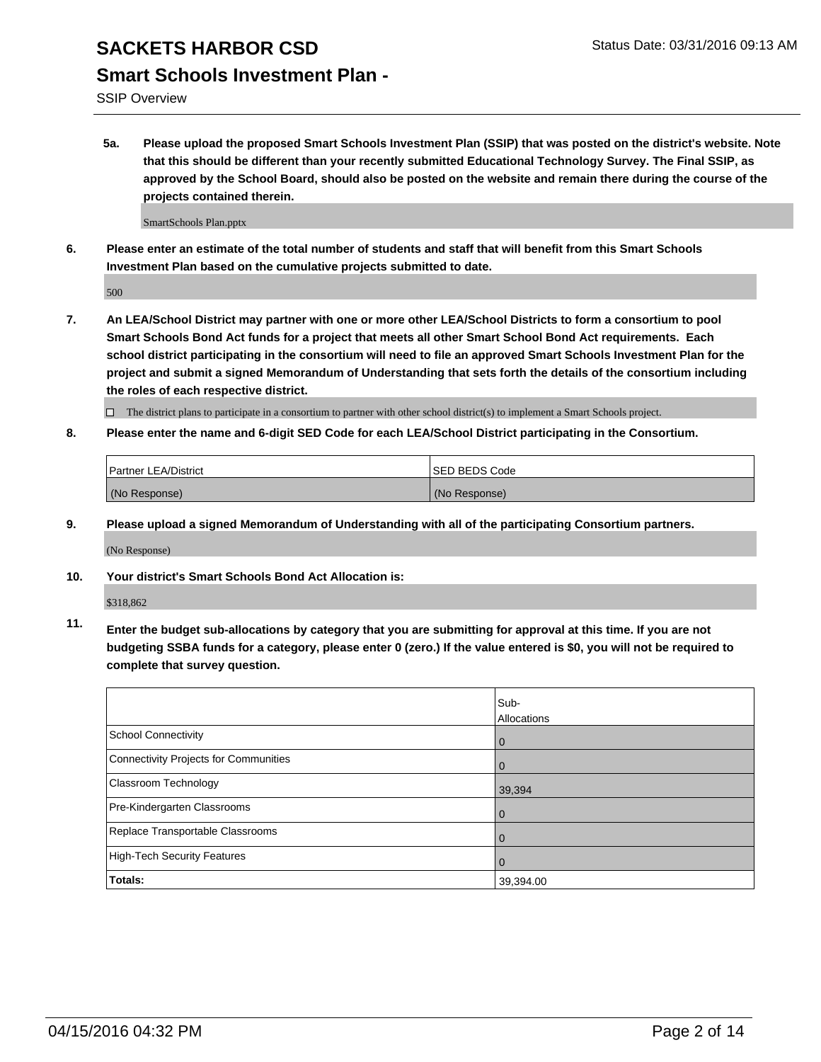# SACKETS HARBOR CSD

## Smart Schools Investment Plan -

SSIP Overview

**5a. Please upload the proposed Smart Schools Investment Plan (SSIP) that was posted on the district's website. Note that this should be different than your recently submitted Educational Technology Survey. The Final SSIP, as approved by the School Board, should also be posted on the website and remain there during the course of the projects contained therein.**

SmartSchools Plan.pptx

**6. Please enter an estimate of the total number of students and staff that will benefit from this Smart Schools Investment Plan based on the cumulative projects submitted to date.**

500

**7. An LEA/School District may partner with one or more other LEA/School Districts to form a consortium to pool Smart Schools Bond Act funds for a project that meets all other Smart School Bond Act requirements. Each school district participating in the consortium will need to file an approved Smart Schools Investment Plan for the project and submit a signed Memorandum of Understanding that sets forth the details of the consortium including the roles of each respective district.**

☐ The district plans to participate in a consortium to partner with other school district(s) to implement a Smart Schools project.

**8. Please enter the name and 6-digit SED Code for each LEA/School District participating in the Consortium.**

| Partner LEA/District | SED BEDS Code |
|---|---|
| (No Response) | (No Response) |

**9. Please upload a signed Memorandum of Understanding with all of the participating Consortium partners.**

(No Response)

**10. Your district's Smart Schools Bond Act Allocation is:**

$318,862

**11. Enter the budget sub-allocations by category that you are submitting for approval at this time. If you are not budgeting SSBA funds for a category, please enter 0 (zero.) If the value entered is $0, you will not be required to complete that survey question.**

| | Sub-Allocations |
|---|---|
| School Connectivity | 0 |
| Connectivity Projects for Communities | 0 |
| Classroom Technology | 39,394 |
| Pre-Kindergarten Classrooms | 0 |
| Replace Transportable Classrooms | 0 |
| High-Tech Security Features | 0 |
| **Totals:** | 39,394.00 |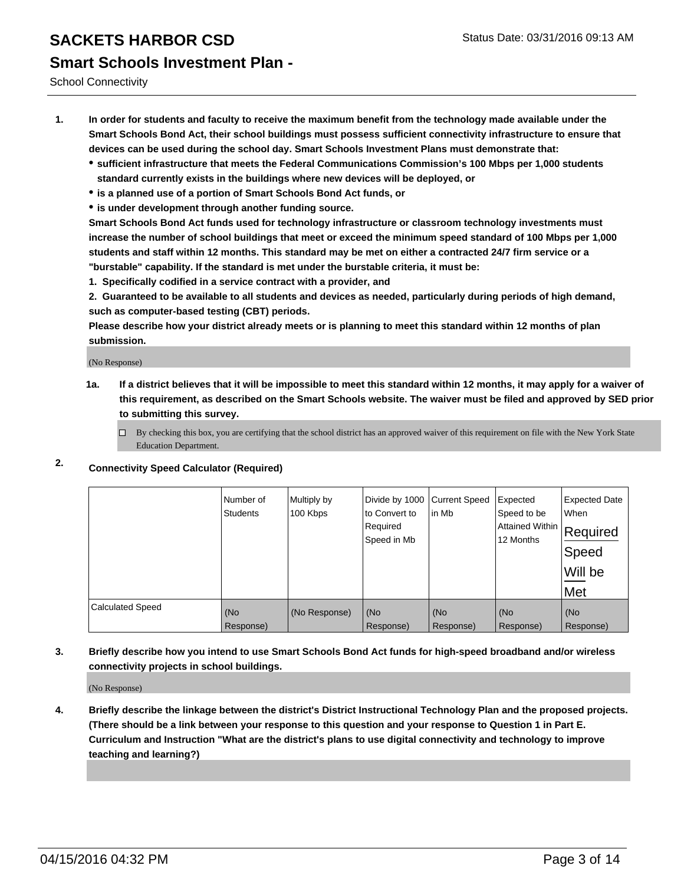# SACKETS HARBOR CSD

## Smart Schools Investment Plan -

School Connectivity

Status Date: 03/31/2016 09:13 AM

1. **In order for students and faculty to receive the maximum benefit from the technology made available under the Smart Schools Bond Act, their school buildings must possess sufficient connectivity infrastructure to ensure that devices can be used during the school day. Smart Schools Investment Plans must demonstrate that:**
   - **sufficient infrastructure that meets the Federal Communications Commission's 100 Mbps per 1,000 students standard currently exists in the buildings where new devices will be deployed, or**
   - **is a planned use of a portion of Smart Schools Bond Act funds, or**
   - **is under development through another funding source.**

   **Smart Schools Bond Act funds used for technology infrastructure or classroom technology investments must increase the number of school buildings that meet or exceed the minimum speed standard of 100 Mbps per 1,000 students and staff within 12 months. This standard may be met on either a contracted 24/7 firm service or a "burstable" capability. If the standard is met under the burstable criteria, it must be:**

   **1. Specifically codified in a service contract with a provider, and**

   **2. Guaranteed to be available to all students and devices as needed, particularly during periods of high demand, such as computer-based testing (CBT) periods.**

   **Please describe how your district already meets or is planning to meet this standard within 12 months of plan submission.**

   (No Response)

   **1a. If a district believes that it will be impossible to meet this standard within 12 months, it may apply for a waiver of this requirement, as described on the Smart Schools website. The waiver must be filed and approved by SED prior to submitting this survey.**

   ☐ By checking this box, you are certifying that the school district has an approved waiver of this requirement on file with the New York State Education Department.

2. **Connectivity Speed Calculator (Required)**

| | Number of Students | Multiply by 100 Kbps | Divide by 1000 to Convert to Required Speed in Mb | Current Speed in Mb | Expected Speed to be Attained Within 12 Months | Expected Date When Required Speed Will be Met |
|---|---|---|---|---|---|---|
| Calculated Speed | (No Response) | (No Response) | (No Response) | (No Response) | (No Response) | (No Response) |

3. **Briefly describe how you intend to use Smart Schools Bond Act funds for high-speed broadband and/or wireless connectivity projects in school buildings.**

   (No Response)

4. **Briefly describe the linkage between the district's District Instructional Technology Plan and the proposed projects. (There should be a link between your response to this question and your response to Question 1 in Part E. Curriculum and Instruction "What are the district's plans to use digital connectivity and technology to improve teaching and learning?)**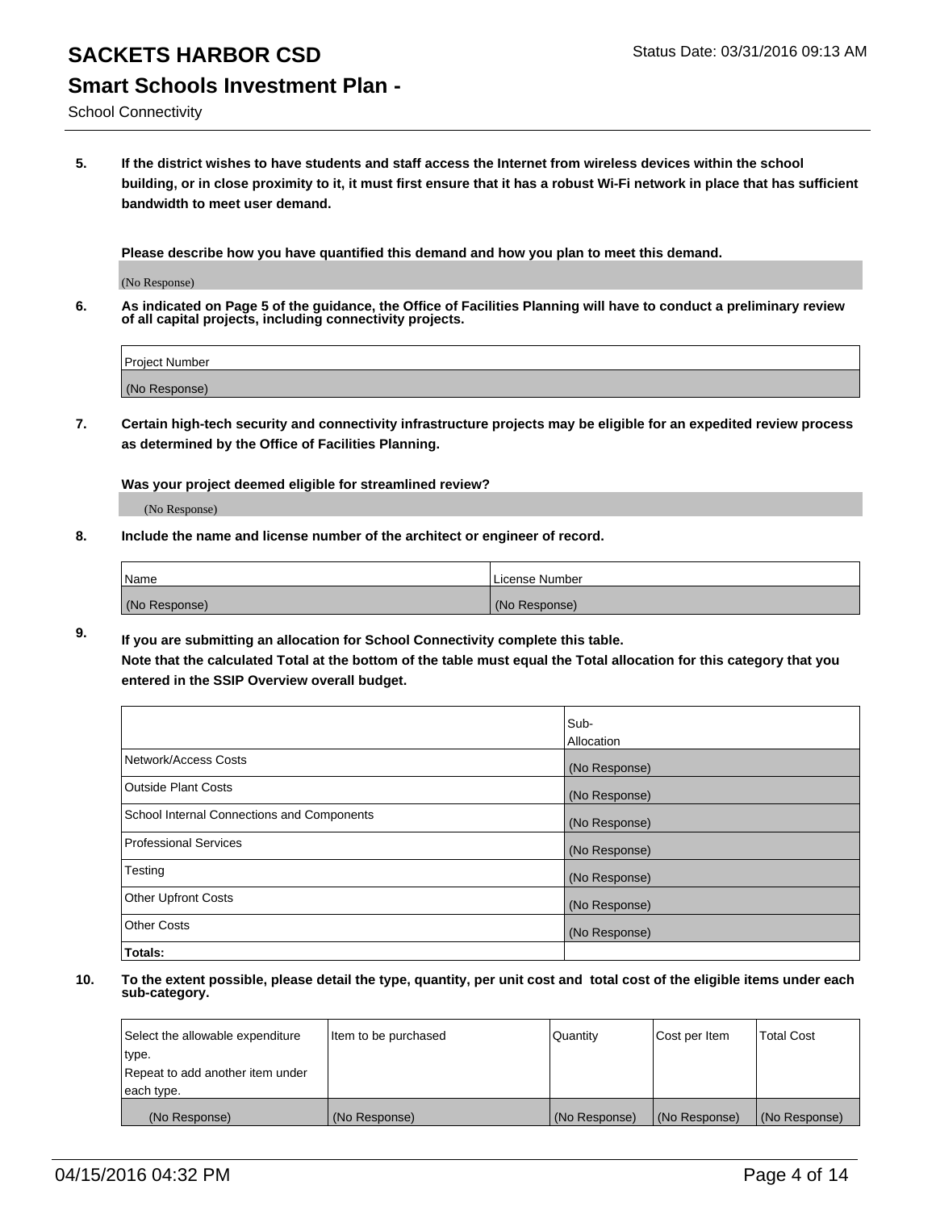# SACKETS HARBOR CSD

## Smart Schools Investment Plan -

School Connectivity

**5. If the district wishes to have students and staff access the Internet from wireless devices within the school building, or in close proximity to it, it must first ensure that it has a robust Wi-Fi network in place that has sufficient bandwidth to meet user demand.**

**Please describe how you have quantified this demand and how you plan to meet this demand.**

(No Response)

**6. As indicated on Page 5 of the guidance, the Office of Facilities Planning will have to conduct a preliminary review of all capital projects, including connectivity projects.**

| Project Number |
|---|
| (No Response) |

**7. Certain high-tech security and connectivity infrastructure projects may be eligible for an expedited review process as determined by the Office of Facilities Planning.**

**Was your project deemed eligible for streamlined review?**

(No Response)

**8. Include the name and license number of the architect or engineer of record.**

| Name | License Number |
|---|---|
| (No Response) | (No Response) |

**9. If you are submitting an allocation for School Connectivity complete this table.**
**Note that the calculated Total at the bottom of the table must equal the Total allocation for this category that you entered in the SSIP Overview overall budget.**

| | Sub-Allocation |
|---|---|
| Network/Access Costs | (No Response) |
| Outside Plant Costs | (No Response) |
| School Internal Connections and Components | (No Response) |
| Professional Services | (No Response) |
| Testing | (No Response) |
| Other Upfront Costs | (No Response) |
| Other Costs | (No Response) |
| **Totals:** | |

**10. To the extent possible, please detail the type, quantity, per unit cost and total cost of the eligible items under each sub-category.**

| Select the allowable expenditure type. Repeat to add another item under each type. | Item to be purchased | Quantity | Cost per Item | Total Cost |
|---|---|---|---|---|
| (No Response) | (No Response) | (No Response) | (No Response) | (No Response) |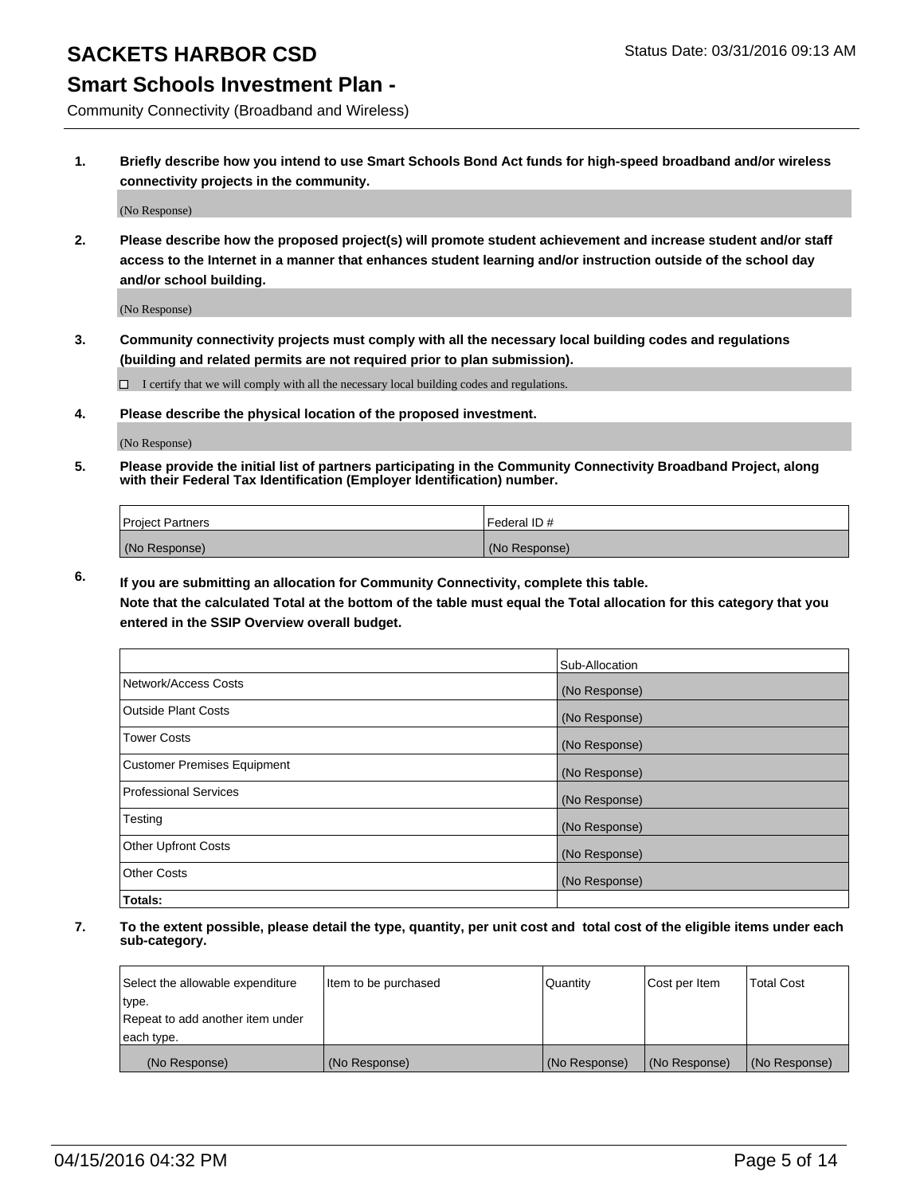# SACKETS HARBOR CSD

Status Date: 03/31/2016 09:13 AM

## Smart Schools Investment Plan -

Community Connectivity (Broadband and Wireless)

**1. Briefly describe how you intend to use Smart Schools Bond Act funds for high-speed broadband and/or wireless connectivity projects in the community.**

(No Response)

**2. Please describe how the proposed project(s) will promote student achievement and increase student and/or staff access to the Internet in a manner that enhances student learning and/or instruction outside of the school day and/or school building.**

(No Response)

**3. Community connectivity projects must comply with all the necessary local building codes and regulations (building and related permits are not required prior to plan submission).**

☐ I certify that we will comply with all the necessary local building codes and regulations.

**4. Please describe the physical location of the proposed investment.**

(No Response)

**5. Please provide the initial list of partners participating in the Community Connectivity Broadband Project, along with their Federal Tax Identification (Employer Identification) number.**

| Project Partners | Federal ID # |
|---|---|
| (No Response) | (No Response) |

**6. If you are submitting an allocation for Community Connectivity, complete this table. Note that the calculated Total at the bottom of the table must equal the Total allocation for this category that you entered in the SSIP Overview overall budget.**

| | Sub-Allocation |
|---|---|
| Network/Access Costs | (No Response) |
| Outside Plant Costs | (No Response) |
| Tower Costs | (No Response) |
| Customer Premises Equipment | (No Response) |
| Professional Services | (No Response) |
| Testing | (No Response) |
| Other Upfront Costs | (No Response) |
| Other Costs | (No Response) |
| **Totals:** | |

**7. To the extent possible, please detail the type, quantity, per unit cost and total cost of the eligible items under each sub-category.**

| Select the allowable expenditure type. Repeat to add another item under each type. | Item to be purchased | Quantity | Cost per Item | Total Cost |
|---|---|---|---|---|
| (No Response) | (No Response) | (No Response) | (No Response) | (No Response) |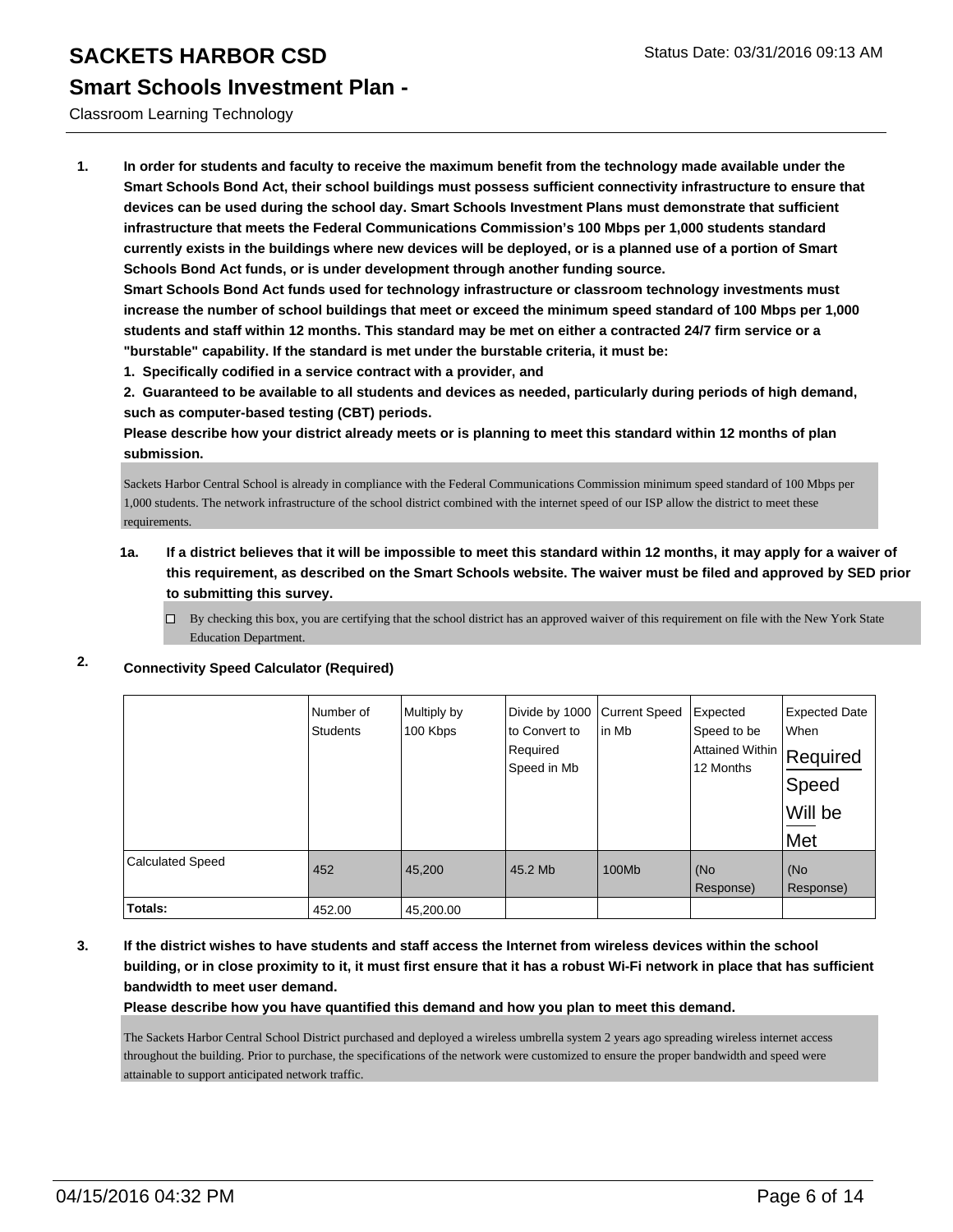# SACKETS HARBOR CSD

## Smart Schools Investment Plan -

Classroom Learning Technology

Status Date: 03/31/2016 09:13 AM

**1. In order for students and faculty to receive the maximum benefit from the technology made available under the Smart Schools Bond Act, their school buildings must possess sufficient connectivity infrastructure to ensure that devices can be used during the school day. Smart Schools Investment Plans must demonstrate that sufficient infrastructure that meets the Federal Communications Commission's 100 Mbps per 1,000 students standard currently exists in the buildings where new devices will be deployed, or is a planned use of a portion of Smart Schools Bond Act funds, or is under development through another funding source.**

**Smart Schools Bond Act funds used for technology infrastructure or classroom technology investments must increase the number of school buildings that meet or exceed the minimum speed standard of 100 Mbps per 1,000 students and staff within 12 months. This standard may be met on either a contracted 24/7 firm service or a "burstable" capability. If the standard is met under the burstable criteria, it must be:**

**1. Specifically codified in a service contract with a provider, and**

**2. Guaranteed to be available to all students and devices as needed, particularly during periods of high demand, such as computer-based testing (CBT) periods.**

**Please describe how your district already meets or is planning to meet this standard within 12 months of plan submission.**

Sackets Harbor Central School is already in compliance with the Federal Communications Commission minimum speed standard of 100 Mbps per 1,000 students. The network infrastructure of the school district combined with the internet speed of our ISP allow the district to meet these requirements.

**1a. If a district believes that it will be impossible to meet this standard within 12 months, it may apply for a waiver of this requirement, as described on the Smart Schools website. The waiver must be filed and approved by SED prior to submitting this survey.**

☐ By checking this box, you are certifying that the school district has an approved waiver of this requirement on file with the New York State Education Department.

**2. Connectivity Speed Calculator (Required)**

| | Number of Students | Multiply by 100 Kbps | Divide by 1000 to Convert to Required Speed in Mb | Current Speed in Mb | Expected Speed to be Attained Within 12 Months | Expected Date When Required Speed Will be Met |
|---|---|---|---|---|---|---|
| Calculated Speed | 452 | 45,200 | 45.2 Mb | 100Mb | (No Response) | (No Response) |
| **Totals:** | 452.00 | 45,200.00 | | | | |

**3. If the district wishes to have students and staff access the Internet from wireless devices within the school building, or in close proximity to it, it must first ensure that it has a robust Wi-Fi network in place that has sufficient bandwidth to meet user demand.**

**Please describe how you have quantified this demand and how you plan to meet this demand.**

The Sackets Harbor Central School District purchased and deployed a wireless umbrella system 2 years ago spreading wireless internet access throughout the building. Prior to purchase, the specifications of the network were customized to ensure the proper bandwidth and speed were attainable to support anticipated network traffic.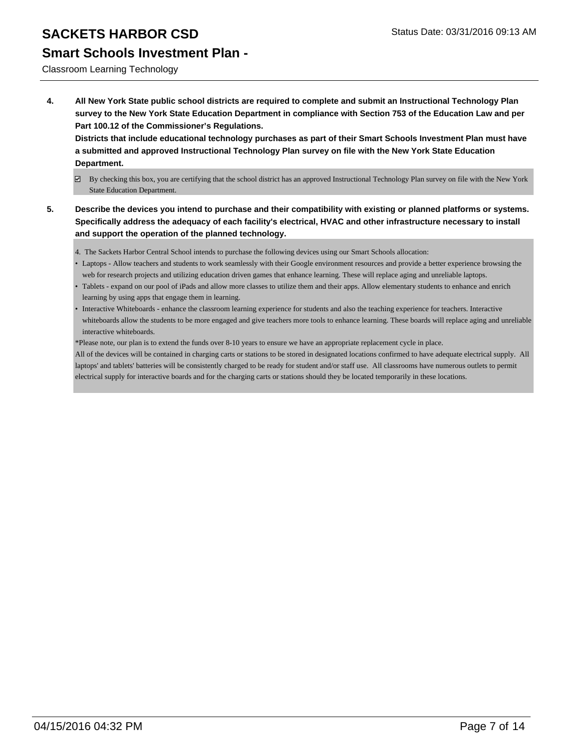# SACKETS HARBOR CSD

Status Date: 03/31/2016 09:13 AM

## Smart Schools Investment Plan -

Classroom Learning Technology

**4. All New York State public school districts are required to complete and submit an Instructional Technology Plan survey to the New York State Education Department in compliance with Section 753 of the Education Law and per Part 100.12 of the Commissioner's Regulations.**
**Districts that include educational technology purchases as part of their Smart Schools Investment Plan must have a submitted and approved Instructional Technology Plan survey on file with the New York State Education Department.**

☑ By checking this box, you are certifying that the school district has an approved Instructional Technology Plan survey on file with the New York State Education Department.

**5. Describe the devices you intend to purchase and their compatibility with existing or planned platforms or systems. Specifically address the adequacy of each facility's electrical, HVAC and other infrastructure necessary to install and support the operation of the planned technology.**

4. The Sackets Harbor Central School intends to purchase the following devices using our Smart Schools allocation:

- Laptops - Allow teachers and students to work seamlessly with their Google environment resources and provide a better experience browsing the web for research projects and utilizing education driven games that enhance learning. These will replace aging and unreliable laptops.
- Tablets - expand on our pool of iPads and allow more classes to utilize them and their apps. Allow elementary students to enhance and enrich learning by using apps that engage them in learning.
- Interactive Whiteboards - enhance the classroom learning experience for students and also the teaching experience for teachers. Interactive whiteboards allow the students to be more engaged and give teachers more tools to enhance learning. These boards will replace aging and unreliable interactive whiteboards.

*Please note, our plan is to extend the funds over 8-10 years to ensure we have an appropriate replacement cycle in place.

All of the devices will be contained in charging carts or stations to be stored in designated locations confirmed to have adequate electrical supply. All laptops' and tablets' batteries will be consistently charged to be ready for student and/or staff use. All classrooms have numerous outlets to permit electrical supply for interactive boards and for the charging carts or stations should they be located temporarily in these locations.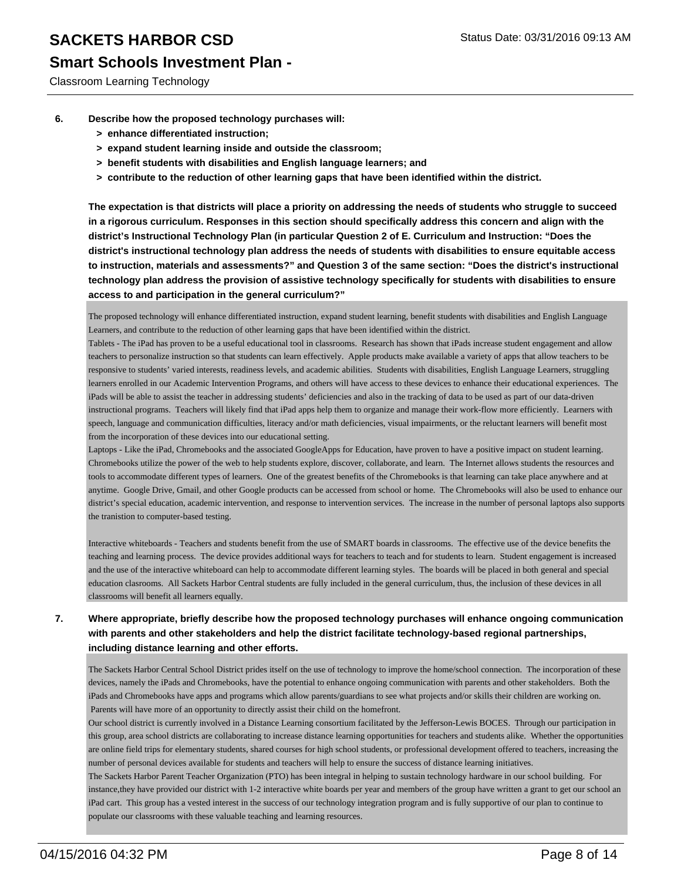6. **Describe how the proposed technology purchases will:**
   - **> enhance differentiated instruction;**
   - **> expand student learning inside and outside the classroom;**
   - **> benefit students with disabilities and English language learners; and**
   - **> contribute to the reduction of other learning gaps that have been identified within the district.**

   **The expectation is that districts will place a priority on addressing the needs of students who struggle to succeed in a rigorous curriculum. Responses in this section should specifically address this concern and align with the district's Instructional Technology Plan (in particular Question 2 of E. Curriculum and Instruction: "Does the district's instructional technology plan address the needs of students with disabilities to ensure equitable access to instruction, materials and assessments?" and Question 3 of the same section: "Does the district's instructional technology plan address the provision of assistive technology specifically for students with disabilities to ensure access to and participation in the general curriculum?"**

   The proposed technology will enhance differentiated instruction, expand student learning, benefit students with disabilities and English Language Learners, and contribute to the reduction of other learning gaps that have been identified within the district.
   Tablets - The iPad has proven to be a useful educational tool in classrooms. Research has shown that iPads increase student engagement and allow teachers to personalize instruction so that students can learn effectively. Apple products make available a variety of apps that allow teachers to be responsive to students' varied interests, readiness levels, and academic abilities. Students with disabilities, English Language Learners, struggling learners enrolled in our Academic Intervention Programs, and others will have access to these devices to enhance their educational experiences. The iPads will be able to assist the teacher in addressing students' deficiencies and also in the tracking of data to be used as part of our data-driven instructional programs. Teachers will likely find that iPad apps help them to organize and manage their work-flow more efficiently. Learners with speech, language and communication difficulties, literacy and/or math deficiencies, visual impairments, or the reluctant learners will benefit most from the incorporation of these devices into our educational setting.
   Laptops - Like the iPad, Chromebooks and the associated GoogleApps for Education, have proven to have a positive impact on student learning. Chromebooks utilize the power of the web to help students explore, discover, collaborate, and learn. The Internet allows students the resources and tools to accommodate different types of learners. One of the greatest benefits of the Chromebooks is that learning can take place anywhere and at anytime. Google Drive, Gmail, and other Google products can be accessed from school or home. The Chromebooks will also be used to enhance our district's special education, academic intervention, and response to intervention services. The increase in the number of personal laptops also supports the tranistion to computer-based testing.

   Interactive whiteboards - Teachers and students benefit from the use of SMART boards in classrooms. The effective use of the device benefits the teaching and learning process. The device provides additional ways for teachers to teach and for students to learn. Student engagement is increased and the use of the interactive whiteboard can help to accommodate different learning styles. The boards will be placed in both general and special education clasrooms. All Sackets Harbor Central students are fully included in the general curriculum, thus, the inclusion of these devices in all classrooms will benefit all learners equally.

7. **Where appropriate, briefly describe how the proposed technology purchases will enhance ongoing communication with parents and other stakeholders and help the district facilitate technology-based regional partnerships, including distance learning and other efforts.**

   The Sackets Harbor Central School District prides itself on the use of technology to improve the home/school connection. The incorporation of these devices, namely the iPads and Chromebooks, have the potential to enhance ongoing communication with parents and other stakeholders. Both the iPads and Chromebooks have apps and programs which allow parents/guardians to see what projects and/or skills their children are working on. Parents will have more of an opportunity to directly assist their child on the homefront.
   Our school district is currently involved in a Distance Learning consortium facilitated by the Jefferson-Lewis BOCES. Through our participation in this group, area school districts are collaborating to increase distance learning opportunities for teachers and students alike. Whether the opportunities are online field trips for elementary students, shared courses for high school students, or professional development offered to teachers, increasing the number of personal devices available for students and teachers will help to ensure the success of distance learning initiatives.
   The Sackets Harbor Parent Teacher Organization (PTO) has been integral in helping to sustain technology hardware in our school building. For instance,they have provided our district with 1-2 interactive white boards per year and members of the group have written a grant to get our school an iPad cart. This group has a vested interest in the success of our technology integration program and is fully supportive of our plan to continue to populate our classrooms with these valuable teaching and learning resources.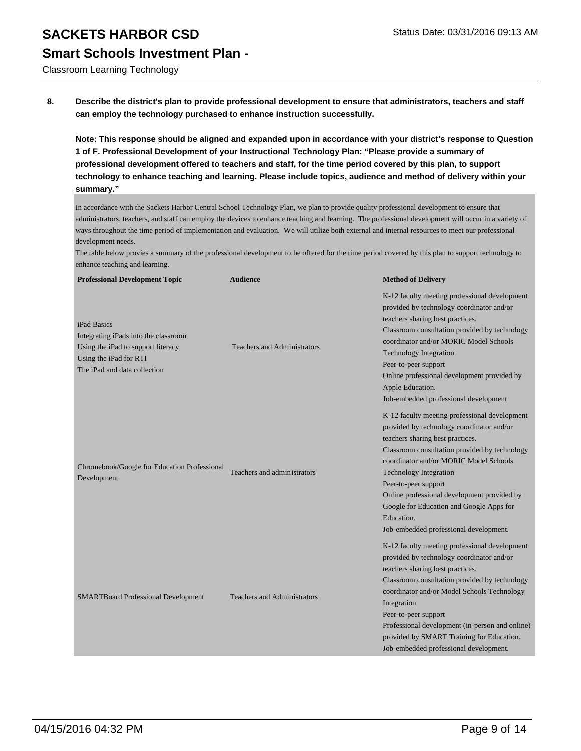# SACKETS HARBOR CSD

## Smart Schools Investment Plan -

Classroom Learning Technology

**8. Describe the district's plan to provide professional development to ensure that administrators, teachers and staff can employ the technology purchased to enhance instruction successfully.**

**Note: This response should be aligned and expanded upon in accordance with your district's response to Question 1 of F. Professional Development of your Instructional Technology Plan: "Please provide a summary of professional development offered to teachers and staff, for the time period covered by this plan, to support technology to enhance teaching and learning. Please include topics, audience and method of delivery within your summary."**

In accordance with the Sackets Harbor Central School Technology Plan, we plan to provide quality professional development to ensure that administrators, teachers, and staff can employ the devices to enhance teaching and learning. The professional development will occur in a variety of ways throughout the time period of implementation and evaluation. We will utilize both external and internal resources to meet our professional development needs.

The table below provies a summary of the professional development to be offered for the time period covered by this plan to support technology to enhance teaching and learning.

| Professional Development Topic | Audience | Method of Delivery |
|---|---|---|
| iPad Basics<br>Integrating iPads into the classroom<br>Using the iPad to support literacy<br>Using the iPad for RTI<br>The iPad and data collection | Teachers and Administrators | K-12 faculty meeting professional development provided by technology coordinator and/or teachers sharing best practices.<br>Classroom consultation provided by technology coordinator and/or MORIC Model Schools Technology Integration<br>Peer-to-peer support<br>Online professional development provided by Apple Education.<br>Job-embedded professional development |
| Chromebook/Google for Education Professional Development | Teachers and administrators | K-12 faculty meeting professional development provided by technology coordinator and/or teachers sharing best practices.<br>Classroom consultation provided by technology coordinator and/or MORIC Model Schools Technology Integration<br>Peer-to-peer support<br>Online professional development provided by Google for Education and Google Apps for Education.<br>Job-embedded professional development. |
| SMARTBoard Professional Development | Teachers and Administrators | K-12 faculty meeting professional development provided by technology coordinator and/or teachers sharing best practices.<br>Classroom consultation provided by technology coordinator and/or Model Schools Technology Integration<br>Peer-to-peer support<br>Professional development (in-person and online) provided by SMART Training for Education.<br>Job-embedded professional development. |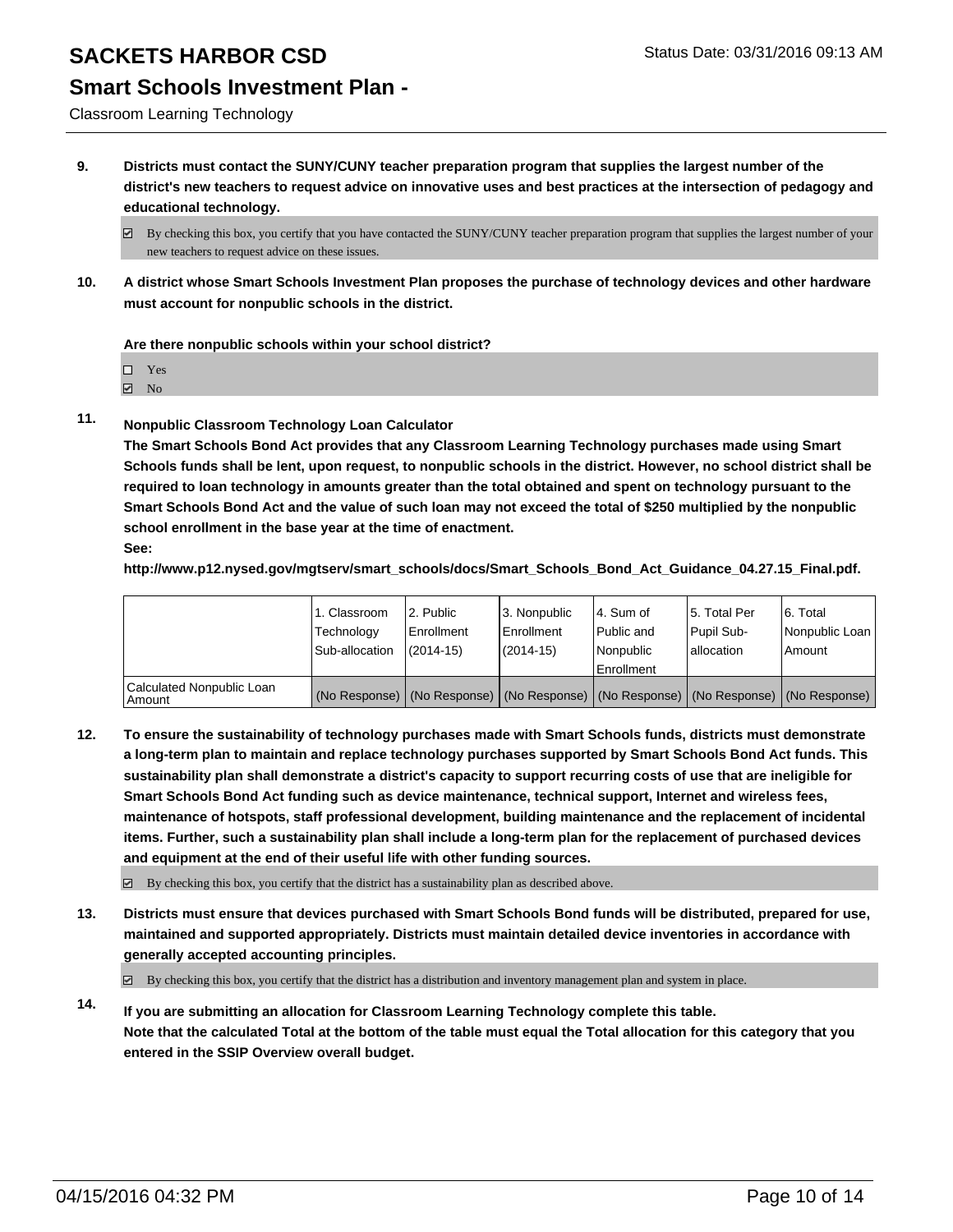**9. Districts must contact the SUNY/CUNY teacher preparation program that supplies the largest number of the district's new teachers to request advice on innovative uses and best practices at the intersection of pedagogy and educational technology.**

☑ By checking this box, you certify that you have contacted the SUNY/CUNY teacher preparation program that supplies the largest number of your new teachers to request advice on these issues.

**10. A district whose Smart Schools Investment Plan proposes the purchase of technology devices and other hardware must account for nonpublic schools in the district.**

**Are there nonpublic schools within your school district?**

☐ Yes
☑ No

**11. Nonpublic Classroom Technology Loan Calculator**

**The Smart Schools Bond Act provides that any Classroom Learning Technology purchases made using Smart Schools funds shall be lent, upon request, to nonpublic schools in the district. However, no school district shall be required to loan technology in amounts greater than the total obtained and spent on technology pursuant to the Smart Schools Bond Act and the value of such loan may not exceed the total of $250 multiplied by the nonpublic school enrollment in the base year at the time of enactment.**

**See:**

**http://www.p12.nysed.gov/mgtserv/smart_schools/docs/Smart_Schools_Bond_Act_Guidance_04.27.15_Final.pdf.**

| | 1. Classroom Technology Sub-allocation | 2. Public Enrollment (2014-15) | 3. Nonpublic Enrollment (2014-15) | 4. Sum of Public and Nonpublic Enrollment | 5. Total Per Pupil Sub-allocation | 6. Total Nonpublic Loan Amount |
|---|---|---|---|---|---|---|
| Calculated Nonpublic Loan Amount | (No Response) | (No Response) | (No Response) | (No Response) | (No Response) | (No Response) |

**12. To ensure the sustainability of technology purchases made with Smart Schools funds, districts must demonstrate a long-term plan to maintain and replace technology purchases supported by Smart Schools Bond Act funds. This sustainability plan shall demonstrate a district's capacity to support recurring costs of use that are ineligible for Smart Schools Bond Act funding such as device maintenance, technical support, Internet and wireless fees, maintenance of hotspots, staff professional development, building maintenance and the replacement of incidental items. Further, such a sustainability plan shall include a long-term plan for the replacement of purchased devices and equipment at the end of their useful life with other funding sources.**

☑ By checking this box, you certify that the district has a sustainability plan as described above.

**13. Districts must ensure that devices purchased with Smart Schools Bond funds will be distributed, prepared for use, maintained and supported appropriately. Districts must maintain detailed device inventories in accordance with generally accepted accounting principles.**

☑ By checking this box, you certify that the district has a distribution and inventory management plan and system in place.

**14. If you are submitting an allocation for Classroom Learning Technology complete this table. Note that the calculated Total at the bottom of the table must equal the Total allocation for this category that you entered in the SSIP Overview overall budget.**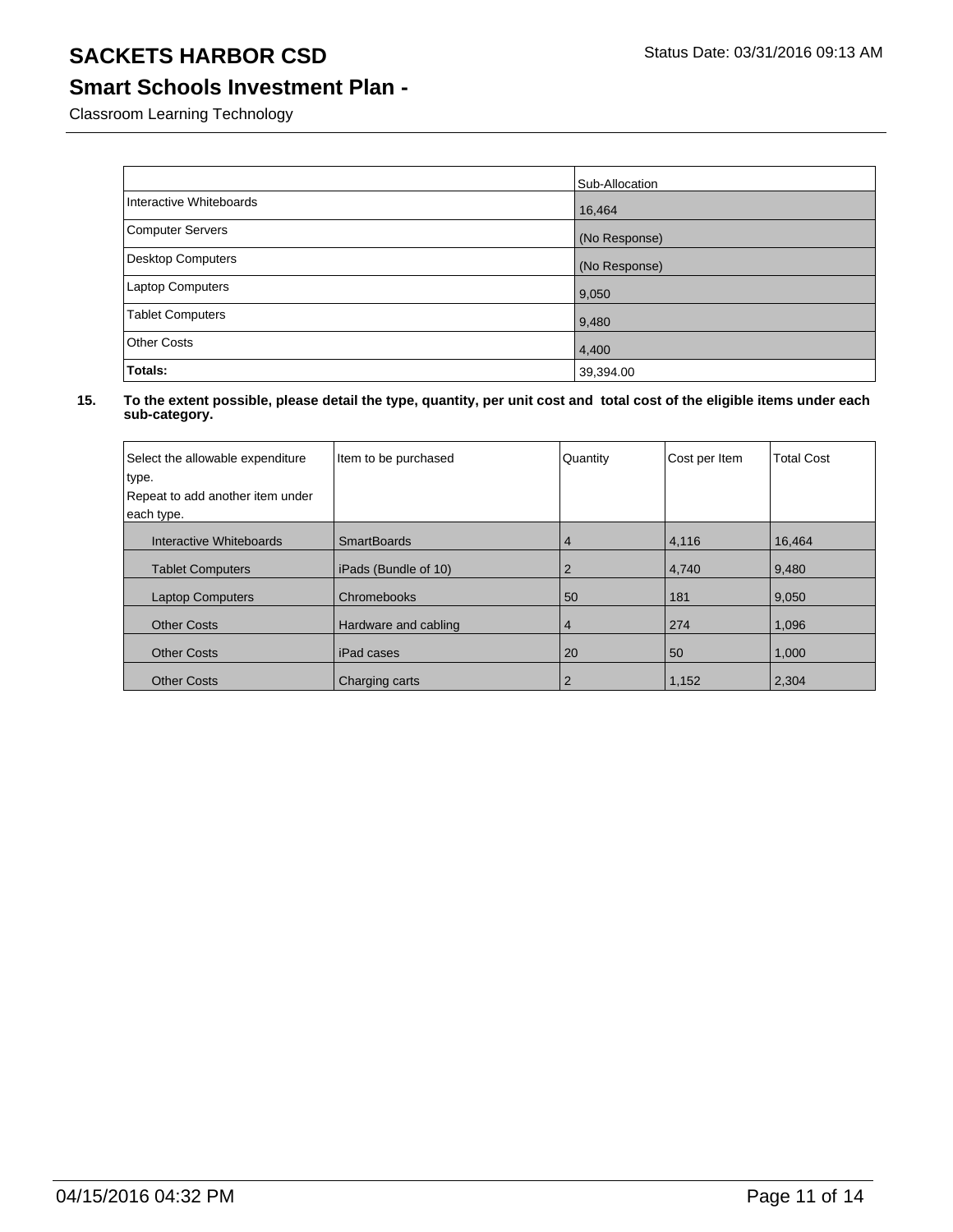# SACKETS HARBOR CSD

## Smart Schools Investment Plan -

Classroom Learning Technology

| | Sub-Allocation |
|---|---|
| Interactive Whiteboards | 16,464 |
| Computer Servers | (No Response) |
| Desktop Computers | (No Response) |
| Laptop Computers | 9,050 |
| Tablet Computers | 9,480 |
| Other Costs | 4,400 |
| **Totals:** | 39,394.00 |

**15. To the extent possible, please detail the type, quantity, per unit cost and total cost of the eligible items under each sub-category.**

| Select the allowable expenditure type. Repeat to add another item under each type. | Item to be purchased | Quantity | Cost per Item | Total Cost |
|---|---|---|---|---|
| Interactive Whiteboards | SmartBoards | 4 | 4,116 | 16,464 |
| Tablet Computers | iPads (Bundle of 10) | 2 | 4,740 | 9,480 |
| Laptop Computers | Chromebooks | 50 | 181 | 9,050 |
| Other Costs | Hardware and cabling | 4 | 274 | 1,096 |
| Other Costs | iPad cases | 20 | 50 | 1,000 |
| Other Costs | Charging carts | 2 | 1,152 | 2,304 |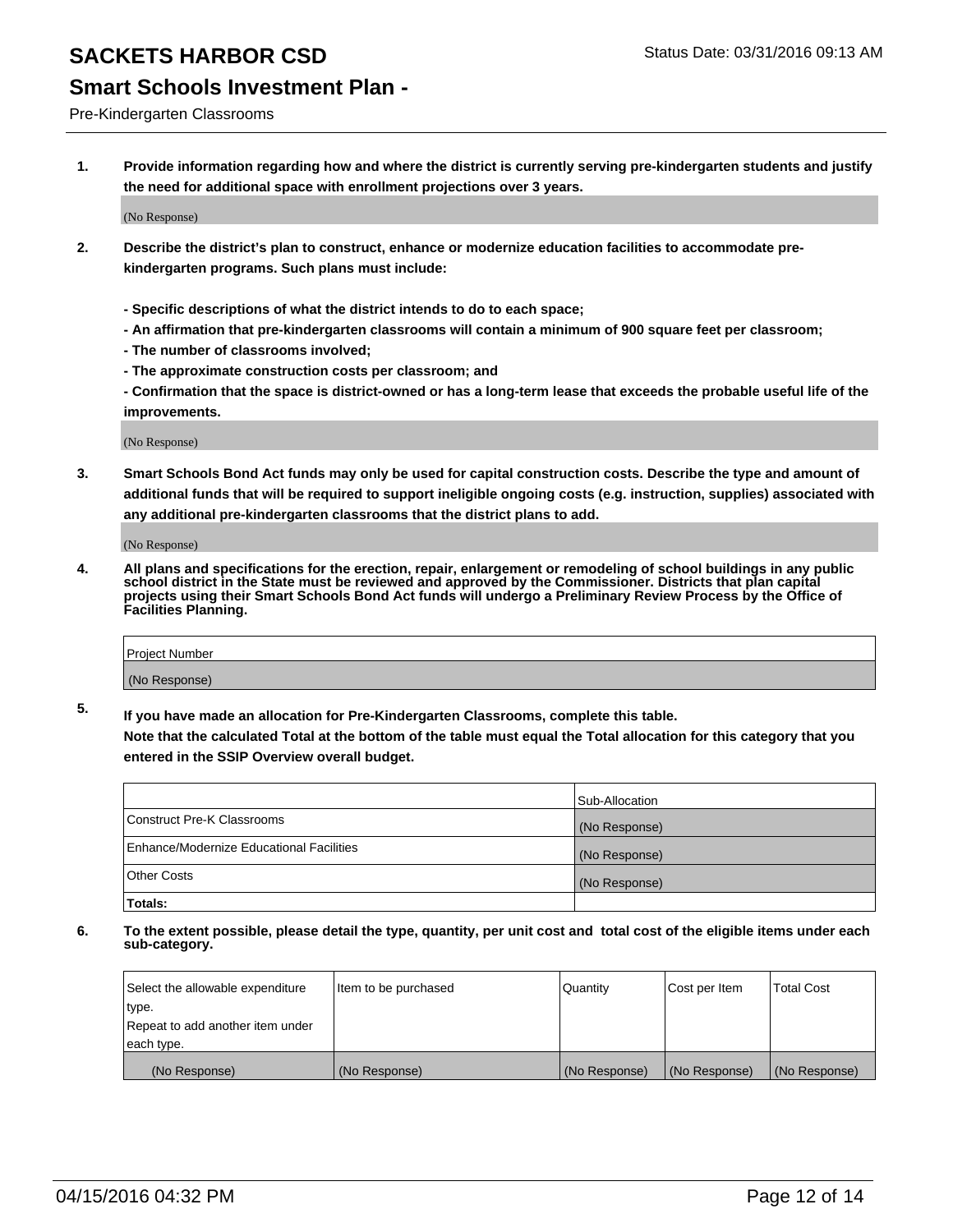# SACKETS HARBOR CSD

Status Date: 03/31/2016 09:13 AM

## Smart Schools Investment Plan -

Pre-Kindergarten Classrooms

**1. Provide information regarding how and where the district is currently serving pre-kindergarten students and justify the need for additional space with enrollment projections over 3 years.**

(No Response)

**2. Describe the district's plan to construct, enhance or modernize education facilities to accommodate pre-kindergarten programs. Such plans must include:**

**- Specific descriptions of what the district intends to do to each space;**
**- An affirmation that pre-kindergarten classrooms will contain a minimum of 900 square feet per classroom;**
**- The number of classrooms involved;**
**- The approximate construction costs per classroom; and**
**- Confirmation that the space is district-owned or has a long-term lease that exceeds the probable useful life of the improvements.**

(No Response)

**3. Smart Schools Bond Act funds may only be used for capital construction costs. Describe the type and amount of additional funds that will be required to support ineligible ongoing costs (e.g. instruction, supplies) associated with any additional pre-kindergarten classrooms that the district plans to add.**

(No Response)

**4. All plans and specifications for the erection, repair, enlargement or remodeling of school buildings in any public school district in the State must be reviewed and approved by the Commissioner. Districts that plan capital projects using their Smart Schools Bond Act funds will undergo a Preliminary Review Process by the Office of Facilities Planning.**

| Project Number |
| --- |
| (No Response) |

**5. If you have made an allocation for Pre-Kindergarten Classrooms, complete this table.**
**Note that the calculated Total at the bottom of the table must equal the Total allocation for this category that you entered in the SSIP Overview overall budget.**

| | Sub-Allocation |
| --- | --- |
| Construct Pre-K Classrooms | (No Response) |
| Enhance/Modernize Educational Facilities | (No Response) |
| Other Costs | (No Response) |
| **Totals:** | |

**6. To the extent possible, please detail the type, quantity, per unit cost and total cost of the eligible items under each sub-category.**

| Select the allowable expenditure type. Repeat to add another item under each type. | Item to be purchased | Quantity | Cost per Item | Total Cost |
| --- | --- | --- | --- | --- |
| (No Response) | (No Response) | (No Response) | (No Response) | (No Response) |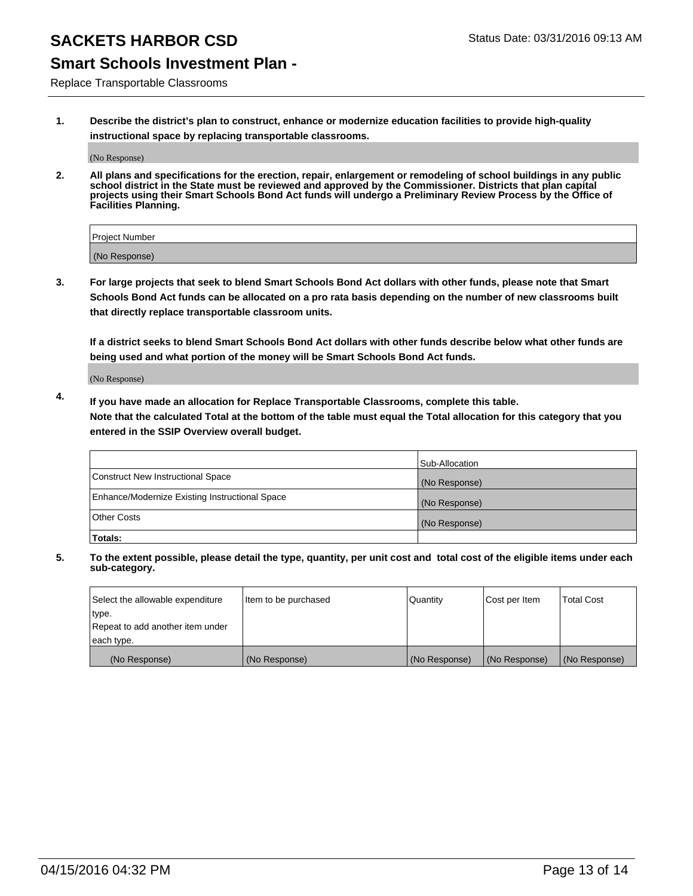# SACKETS HARBOR CSD

Status Date: 03/31/2016 09:13 AM

## Smart Schools Investment Plan -

Replace Transportable Classrooms

**1. Describe the district's plan to construct, enhance or modernize education facilities to provide high-quality instructional space by replacing transportable classrooms.**

(No Response)

**2. All plans and specifications for the erection, repair, enlargement or remodeling of school buildings in any public school district in the State must be reviewed and approved by the Commissioner. Districts that plan capital projects using their Smart Schools Bond Act funds will undergo a Preliminary Review Process by the Office of Facilities Planning.**

| Project Number |
| --- |
| (No Response) |

**3. For large projects that seek to blend Smart Schools Bond Act dollars with other funds, please note that Smart Schools Bond Act funds can be allocated on a pro rata basis depending on the number of new classrooms built that directly replace transportable classroom units.**

**If a district seeks to blend Smart Schools Bond Act dollars with other funds describe below what other funds are being used and what portion of the money will be Smart Schools Bond Act funds.**

(No Response)

**4. If you have made an allocation for Replace Transportable Classrooms, complete this table. Note that the calculated Total at the bottom of the table must equal the Total allocation for this category that you entered in the SSIP Overview overall budget.**

| | Sub-Allocation |
| --- | --- |
| Construct New Instructional Space | (No Response) |
| Enhance/Modernize Existing Instructional Space | (No Response) |
| Other Costs | (No Response) |
| **Totals:** | |

**5. To the extent possible, please detail the type, quantity, per unit cost and total cost of the eligible items under each sub-category.**

| Select the allowable expenditure type. Repeat to add another item under each type. | Item to be purchased | Quantity | Cost per Item | Total Cost |
| --- | --- | --- | --- | --- |
| (No Response) | (No Response) | (No Response) | (No Response) | (No Response) |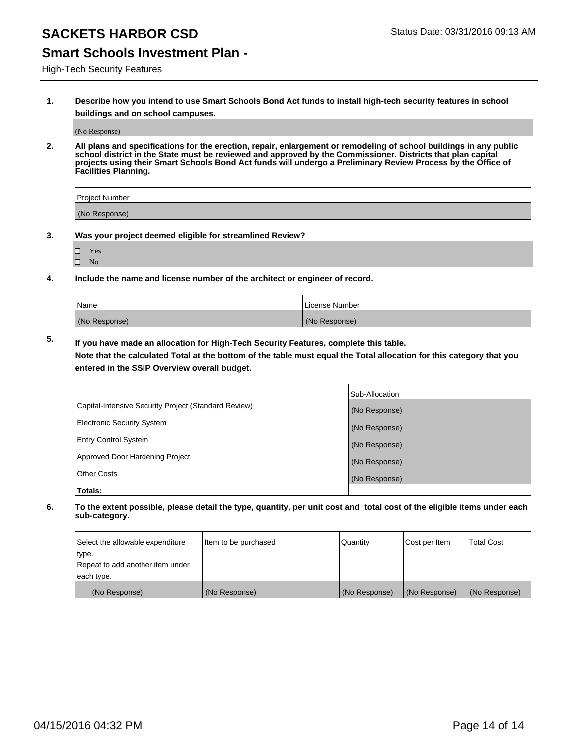# SACKETS HARBOR CSD

Status Date: 03/31/2016 09:13 AM

## Smart Schools Investment Plan -

High-Tech Security Features

**1. Describe how you intend to use Smart Schools Bond Act funds to install high-tech security features in school buildings and on school campuses.**

(No Response)

**2. All plans and specifications for the erection, repair, enlargement or remodeling of school buildings in any public school district in the State must be reviewed and approved by the Commissioner. Districts that plan capital projects using their Smart Schools Bond Act funds will undergo a Preliminary Review Process by the Office of Facilities Planning.**

| Project Number |
|---|
| (No Response) |

**3. Was your project deemed eligible for streamlined Review?**

- ☐ Yes
- ☐ No

**4. Include the name and license number of the architect or engineer of record.**

| Name | License Number |
|---|---|
| (No Response) | (No Response) |

**5. If you have made an allocation for High-Tech Security Features, complete this table.**
**Note that the calculated Total at the bottom of the table must equal the Total allocation for this category that you entered in the SSIP Overview overall budget.**

| | Sub-Allocation |
|---|---|
| Capital-Intensive Security Project (Standard Review) | (No Response) |
| Electronic Security System | (No Response) |
| Entry Control System | (No Response) |
| Approved Door Hardening Project | (No Response) |
| Other Costs | (No Response) |
| **Totals:** | |

**6. To the extent possible, please detail the type, quantity, per unit cost and total cost of the eligible items under each sub-category.**

| Select the allowable expenditure type. Repeat to add another item under each type. | Item to be purchased | Quantity | Cost per Item | Total Cost |
|---|---|---|---|---|
| (No Response) | (No Response) | (No Response) | (No Response) | (No Response) |